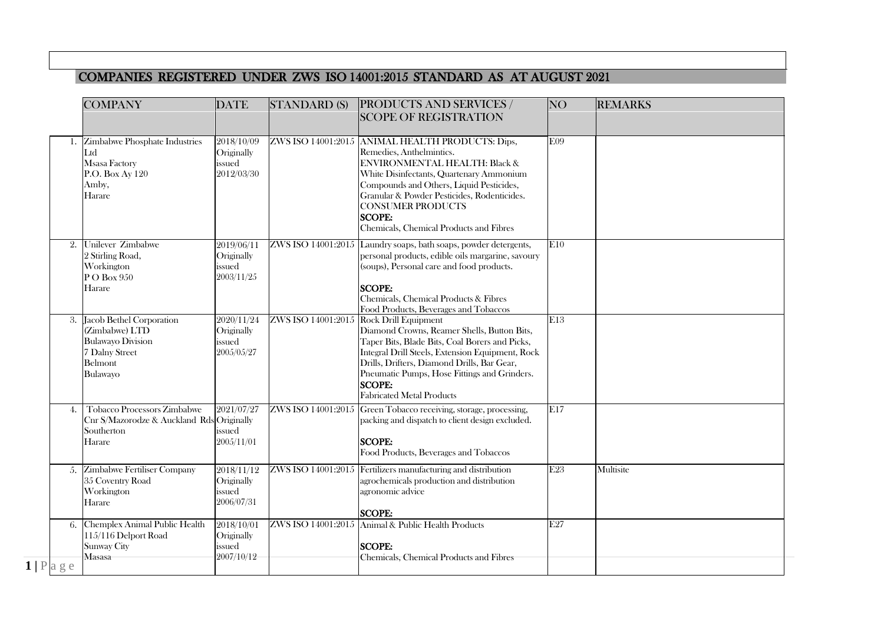# COMPANIES REGISTERED UNDER ZWS ISO 14001:2015 STANDARD AS AT AUGUST 2021

| | COMPANY | DATE | STANDARD (S) | PRODUCTS AND SERVICES / SCOPE OF REGISTRATION | NO | REMARKS |
|---|---|---|---|---|---|---|
| 1. | Zimbabwe Phosphate Industries Ltd<br>Msasa Factory<br>P.O. Box Ay 120<br>Amby,<br>Harare | 2018/10/09<br>Originally issued<br>2012/03/30 | ZWS ISO 14001:2015 | ANIMAL HEALTH PRODUCTS: Dips, Remedies, Anthelmintics.<br>ENVIRONMENTAL HEALTH: Black & White Disinfectants, Quartenary Ammonium Compounds and Others, Liquid Pesticides, Granular & Powder Pesticides, Rodenticides.<br>CONSUMER PRODUCTS<br>**SCOPE:**<br>Chemicals, Chemical Products and Fibres | E09 | |
| 2. | Unilever Zimbabwe<br>2 Stirling Road,<br>Workington<br>P O Box 950<br>Harare | 2019/06/11<br>Originally issued<br>2003/11/25 | ZWS ISO 14001:2015 | Laundry soaps, bath soaps, powder detergents, personal products, edible oils margarine, savoury (soups), Personal care and food products.<br>**SCOPE:**<br>Chemicals, Chemical Products & Fibres<br>Food Products, Beverages and Tobaccos | E10 | |
| 3. | Jacob Bethel Corporation (Zimbabwe) LTD<br>Bulawayo Division<br>7 Dalny Street<br>Belmont<br>Bulawayo | 2020/11/24<br>Originally issued<br>2005/05/27 | ZWS ISO 14001:2015 | Rock Drill Equipment<br>Diamond Crowns, Reamer Shells, Button Bits, Taper Bits, Blade Bits, Coal Borers and Picks, Integral Drill Steels, Extension Equipment, Rock Drills, Drifters, Diamond Drills, Bar Gear, Pneumatic Pumps, Hose Fittings and Grinders.<br>**SCOPE:**<br>Fabricated Metal Products | E13 | |
| 4. | Tobacco Processors Zimbabwe<br>Cnr S/Mazorodze & Auckland Rds<br>Southerton<br>Harare | 2021/07/27<br>Originally issued<br>2005/11/01 | ZWS ISO 14001:2015 | Green Tobacco receiving, storage, processing, packing and dispatch to client design excluded.<br>**SCOPE:**<br>Food Products, Beverages and Tobaccos | E17 | |
| 5. | Zimbabwe Fertiliser Company<br>35 Coventry Road<br>Workington<br>Harare | 2018/11/12<br>Originally issued<br>2006/07/31 | ZWS ISO 14001:2015 | Fertilizers manufacturing and distribution agrochemicals production and distribution agronomic advice<br>**SCOPE:** | E23 | Multisite |
| 6. | Chemplex Animal Public Health<br>115/116 Delport Road<br>Sunway City<br>Masasa | 2018/10/01<br>Originally issued<br>2007/10/12 | ZWS ISO 14001:2015 | Animal & Public Health Products<br>**SCOPE:**<br>Chemicals, Chemical Products and Fibres | E27 | |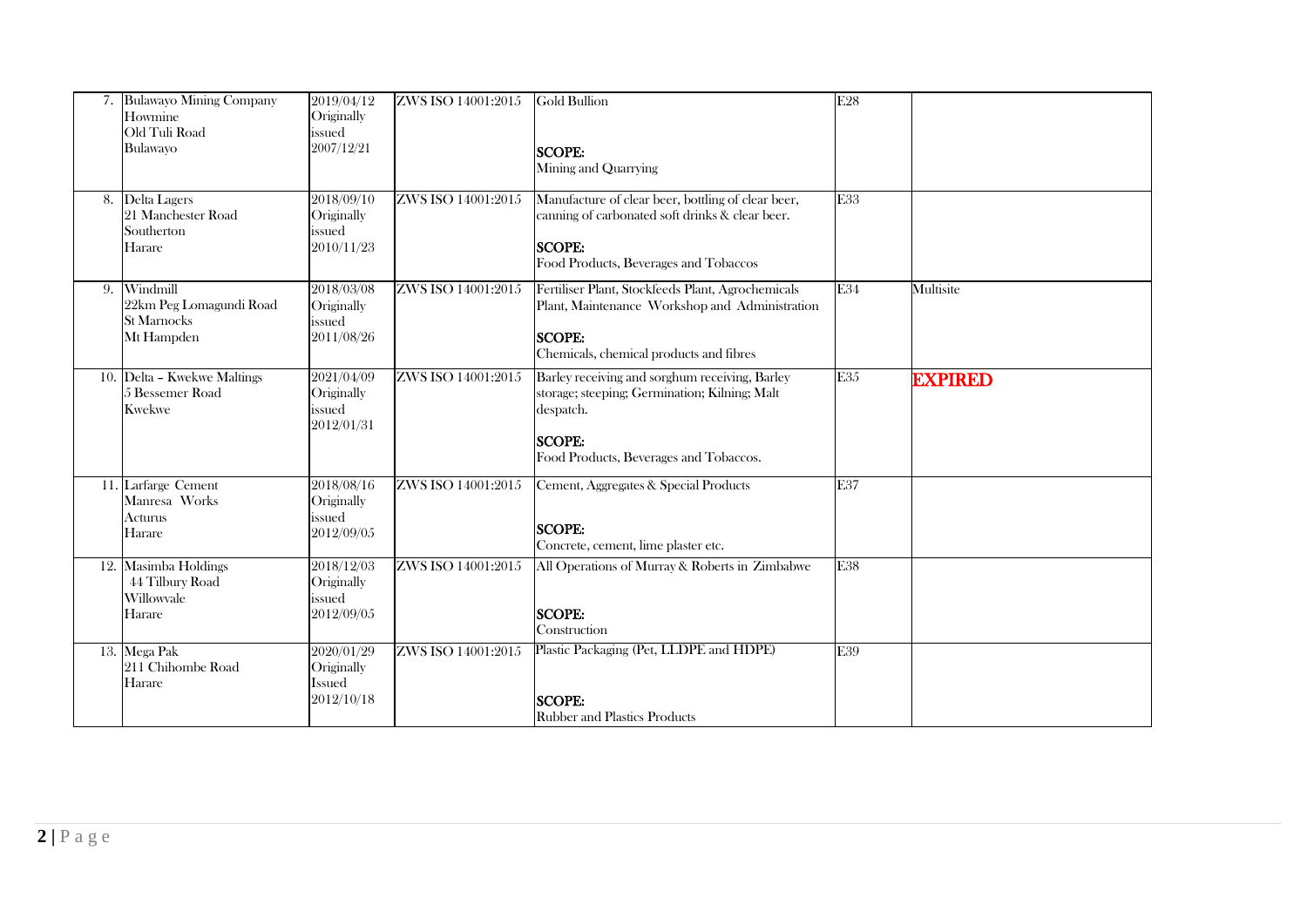| | | | | | | |
|---|---|---|---|---|---|---|
| 7. | Bulawayo Mining Company<br>Howmine<br>Old Tuli Road<br>Bulawayo | 2019/04/12<br>Originally issued<br>2007/12/21 | ZWS ISO 14001:2015 | Gold Bullion<br><br>**SCOPE:**<br>Mining and Quarrying | E28 | |
| 8. | Delta Lagers<br>21 Manchester Road<br>Southerton<br>Harare | 2018/09/10<br>Originally issued<br>2010/11/23 | ZWS ISO 14001:2015 | Manufacture of clear beer, bottling of clear beer, canning of carbonated soft drinks & clear beer.<br><br>**SCOPE:**<br>Food Products, Beverages and Tobaccos | E33 | |
| 9. | Windmill<br>22km Peg Lomagundi Road<br>St Marnocks<br>Mt Hampden | 2018/03/08<br>Originally issued<br>2011/08/26 | ZWS ISO 14001:2015 | Fertiliser Plant, Stockfeeds Plant, Agrochemicals Plant, Maintenance Workshop and Administration<br><br>**SCOPE:**<br>Chemicals, chemical products and fibres | E34 | Multisite |
| 10. | Delta – Kwekwe Maltings<br>5 Bessemer Road<br>Kwekwe | 2021/04/09<br>Originally issued<br>2012/01/31 | ZWS ISO 14001:2015 | Barley receiving and sorghum receiving, Barley storage; steeping; Germination; Kilning; Malt despatch.<br><br>**SCOPE:**<br>Food Products, Beverages and Tobaccos. | E35 | **EXPIRED** |
| 11. | Larfarge Cement<br>Manresa Works<br>Acturus<br>Harare | 2018/08/16<br>Originally issued<br>2012/09/05 | ZWS ISO 14001:2015 | Cement, Aggregates & Special Products<br><br>**SCOPE:**<br>Concrete, cement, lime plaster etc. | E37 | |
| 12. | Masimba Holdings<br>44 Tilbury Road<br>Willowvale<br>Harare | 2018/12/03<br>Originally issued<br>2012/09/05 | ZWS ISO 14001:2015 | All Operations of Murray & Roberts in Zimbabwe<br><br>**SCOPE:**<br>Construction | E38 | |
| 13. | Mega Pak<br>211 Chihombe Road<br>Harare | 2020/01/29<br>Originally Issued<br>2012/10/18 | ZWS ISO 14001:2015 | Plastic Packaging (Pet, LLDPE and HDPE)<br><br>**SCOPE:**<br>Rubber and Plastics Products | E39 | |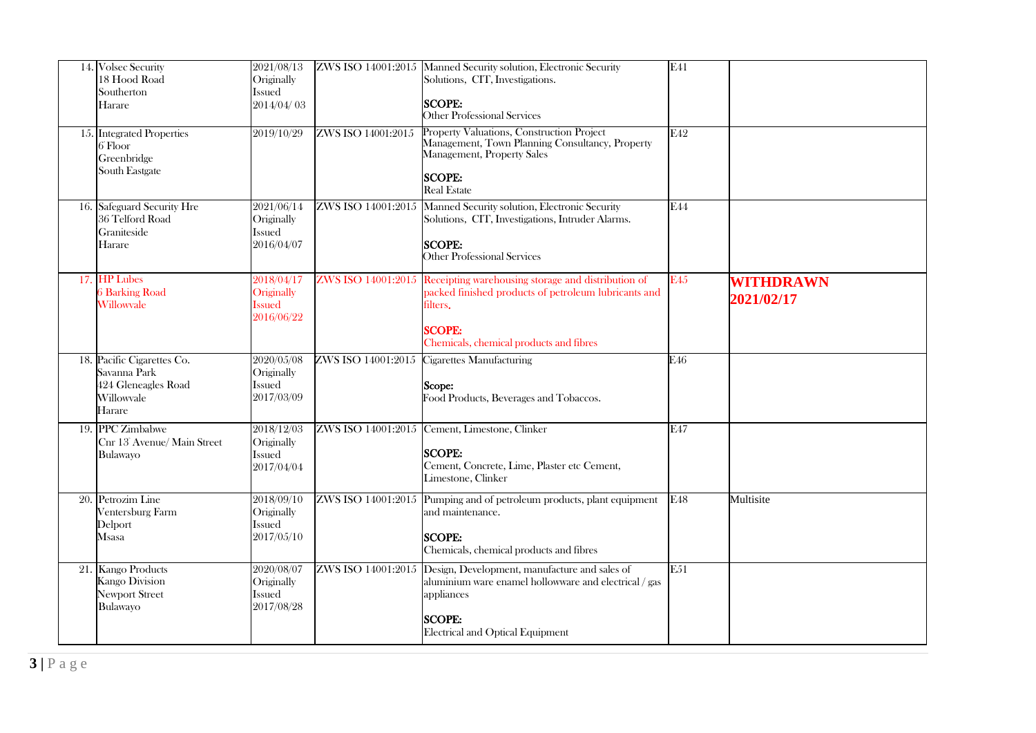| | | | | | | |
|---|---|---|---|---|---|---|
| 14. | Volsec Security<br>18 Hood Road<br>Southerton<br>Harare | 2021/08/13<br>Originally<br>Issued<br>2014/04/ 03 | ZWS ISO 14001:2015 | Manned Security solution, Electronic Security Solutions, CIT, Investigations.<br><br>**SCOPE:**<br>Other Professional Services | E41 | |
| 15. | Integrated Properties<br>6' Floor<br>Greenbridge<br>South Eastgate | 2019/10/29 | ZWS ISO 14001:2015 | Property Valuations, Construction Project Management, Town Planning Consultancy, Property Management, Property Sales<br><br>**SCOPE:**<br>Real Estate | E42 | |
| 16. | Safeguard Security Hre<br>36 Telford Road<br>Graniteside<br>Harare | 2021/06/14<br>Originally<br>Issued<br>2016/04/07 | ZWS ISO 14001:2015 | Manned Security solution, Electronic Security Solutions, CIT, Investigations, Intruder Alarms.<br><br>**SCOPE:**<br>Other Professional Services | E44 | |
| 17. | HP Lubes<br>6 Barking Road<br>Willowvale | 2018/04/17<br>Originally<br>Issued<br>2016/06/22 | ZWS ISO 14001:2015 | Receipting warehousing storage and distribution of packed finished products of petroleum lubricants and filters.<br><br>**SCOPE:**<br>Chemicals, chemical products and fibres | E45 | **WITHDRAWN 2021/02/17** |
| 18. | Pacific Cigarettes Co.<br>Savanna Park<br>424 Gleneagles Road<br>Willowvale<br>Harare | 2020/05/08<br>Originally<br>Issued<br>2017/03/09 | ZWS ISO 14001:2015 | Cigarettes Manufacturing<br><br>**Scope:**<br>Food Products, Beverages and Tobaccos. | E46 | |
| 19. | PPC Zimbabwe<br>Cnr 13' Avenue/ Main Street<br>Bulawayo | 2018/12/03<br>Originally<br>Issued<br>2017/04/04 | ZWS ISO 14001:2015 | Cement, Limestone, Clinker<br><br>**SCOPE:**<br>Cement, Concrete, Lime, Plaster etc Cement, Limestone, Clinker | E47 | |
| 20. | Petrozim Line<br>Ventersburg Farm<br>Delport<br>Msasa | 2018/09/10<br>Originally<br>Issued<br>2017/05/10 | ZWS ISO 14001:2015 | Pumping and of petroleum products, plant equipment and maintenance.<br><br>**SCOPE:**<br>Chemicals, chemical products and fibres | E48 | Multisite |
| 21. | Kango Products<br>Kango Division<br>Newport Street<br>Bulawayo | 2020/08/07<br>Originally<br>Issued<br>2017/08/28 | ZWS ISO 14001:2015 | Design, Development, manufacture and sales of aluminium ware enamel hollowware and electrical / gas appliances<br><br>**SCOPE:**<br>Electrical and Optical Equipment | E51 | |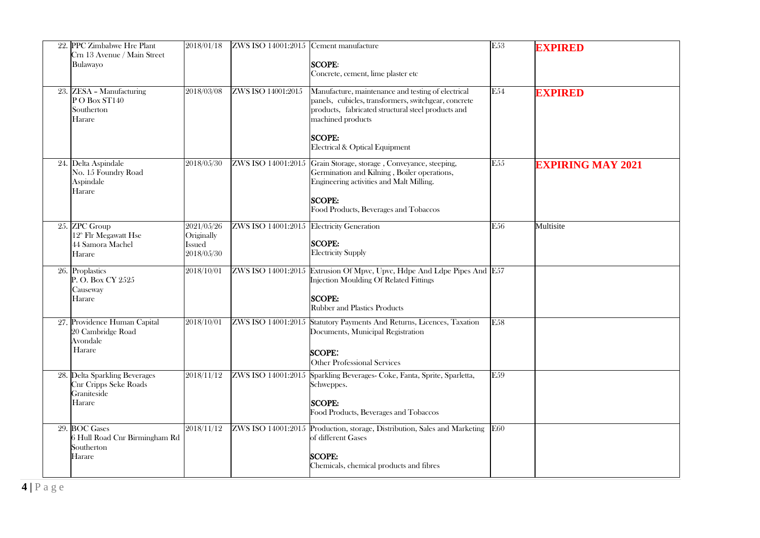| | | | | | | |
|---|---|---|---|---|---|---|
| 22. | PPC Zimbabwe Hre Plant<br>Crn 13 Avenue / Main Street<br>Bulawayo | 2018/01/18 | ZWS ISO 14001:2015 | Cement manufacture<br><br>**SCOPE**:<br>Concrete, cement, lime plaster etc | E53 | **EXPIRED** |
| 23. | ZESA – Manufacturing<br>P O Box ST140<br>Southerton<br>Harare | 2018/03/08 | ZWS ISO 14001:2015 | Manufacture, maintenance and testing of electrical panels, cubicles, transformers, switchgear, concrete products, fabricated structural steel products and machined products<br><br>**SCOPE:**<br>Electrical & Optical Equipment | E54 | **EXPIRED** |
| 24. | Delta Aspindale<br>No. 15 Foundry Road<br>Aspindale<br>Harare | 2018/05/30 | ZWS ISO 14001:2015 | Grain Storage, storage , Conveyance, steeping, Germination and Kilning , Boiler operations, Engineering activities and Malt Milling.<br><br>**SCOPE:**<br>Food Products, Beverages and Tobaccos | E55 | **EXPIRING MAY 2021** |
| 25. | ZPC Group<br>12th Flr Megawatt Hse<br>44 Samora Machel<br>Harare | 2021/05/26<br>Originally<br>Issued<br>2018/05/30 | ZWS ISO 14001:2015 | Electricity Generation<br><br>**SCOPE:**<br>Electricity Supply | E56 | Multisite |
| 26. | Proplastics<br>P. O. Box CY 2525<br>Causeway<br>Harare | 2018/10/01 | ZWS ISO 14001:2015 | Extrusion Of Mpvc, Upvc, Hdpe And Ldpe Pipes And Injection Moulding Of Related Fittings<br><br>**SCOPE:**<br>Rubber and Plastics Products | E57 | |
| 27. | Providence Human Capital<br>20 Cambridge Road<br>Avondale<br>Harare | 2018/10/01 | ZWS ISO 14001:2015 | Statutory Payments And Returns, Licences, Taxation Documents, Municipal Registration<br><br>**SCOPE**:<br>Other Professional Services | E58 | |
| 28. | Delta Sparkling Beverages<br>Cnr Cripps Seke Roads<br>Graniteside<br>Harare | 2018/11/12 | ZWS ISO 14001:2015 | Sparkling Beverages- Coke, Fanta, Sprite, Sparletta, Schweppes.<br><br>**SCOPE:**<br>Food Products, Beverages and Tobaccos | E59 | |
| 29. | BOC Gases<br>6 Hull Road Cnr Birmingham Rd<br>Southerton<br>Harare | 2018/11/12 | ZWS ISO 14001:2015 | Production, storage, Distribution, Sales and Marketing of different Gases<br><br>**SCOPE:**<br>Chemicals, chemical products and fibres | E60 | |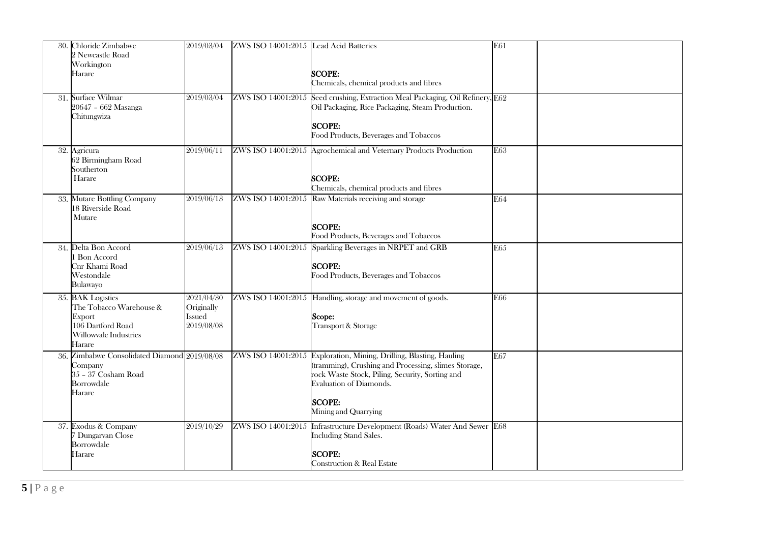| | | | | | |
|---|---|---|---|---|---|
| 30. Chloride Zimbabwe<br>2 Newcastle Road<br>Workington<br>Harare | 2019/03/04 | ZWS ISO 14001:2015 | Lead Acid Batteries<br><br>**SCOPE:**<br>Chemicals, chemical products and fibres | E61 | |
| 31. Surface Wilmar<br>20647 – 662 Masanga<br>Chitungwiza | 2019/03/04 | ZWS ISO 14001:2015 | Seed crushing, Extraction Meal Packaging, Oil Refinery, Oil Packaging, Rice Packaging, Steam Production.<br><br>**SCOPE:**<br>Food Products, Beverages and Tobaccos | E62 | |
| 32. Agricura<br>62 Birmingham Road<br>Southerton<br>Harare | 2019/06/11 | ZWS ISO 14001:2015 | Agrochemical and Veternary Products Production<br><br>**SCOPE:**<br>Chemicals, chemical products and fibres | E63 | |
| 33. Mutare Bottling Company<br>18 Riverside Road<br>Mutare | 2019/06/13 | ZWS ISO 14001:2015 | Raw Materials receiving and storage<br><br>**SCOPE:**<br>Food Products, Beverages and Tobaccos | E64 | |
| 34. Delta Bon Accord<br>1 Bon Accord<br>Cnr Khami Road<br>Westondale<br>Bulawayo | 2019/06/13 | ZWS ISO 14001:2015 | Sparkling Beverages in NRPET and GRB<br><br>**SCOPE:**<br>Food Products, Beverages and Tobaccos | E65 | |
| 35. BAK Logistics<br>The Tobacco Warehouse & Export<br>106 Dartford Road<br>Willowvale Industries<br>Harare | 2021/04/30<br>Originally Issued<br>2019/08/08 | ZWS ISO 14001:2015 | Handling, storage and movement of goods.<br><br>**Scope:**<br>Transport & Storage | E66 | |
| 36. Zimbabwe Consolidated Diamond Company<br>35 – 37 Cosham Road<br>Borrowdale<br>Harare | 2019/08/08 | ZWS ISO 14001:2015 | Exploration, Mining, Drilling, Blasting, Hauling (tramming), Crushing and Processing, slimes Storage, rock Waste Stock, Piling, Security, Sorting and Evaluation of Diamonds.<br><br>**SCOPE:**<br>Mining and Quarrying | E67 | |
| 37. Exodus & Company<br>7 Dungarvan Close<br>Borrowdale<br>Harare | 2019/10/29 | ZWS ISO 14001:2015 | Infrastructure Development (Roads) Water And Sewer Including Stand Sales.<br><br>**SCOPE:**<br>Construction & Real Estate | E68 | |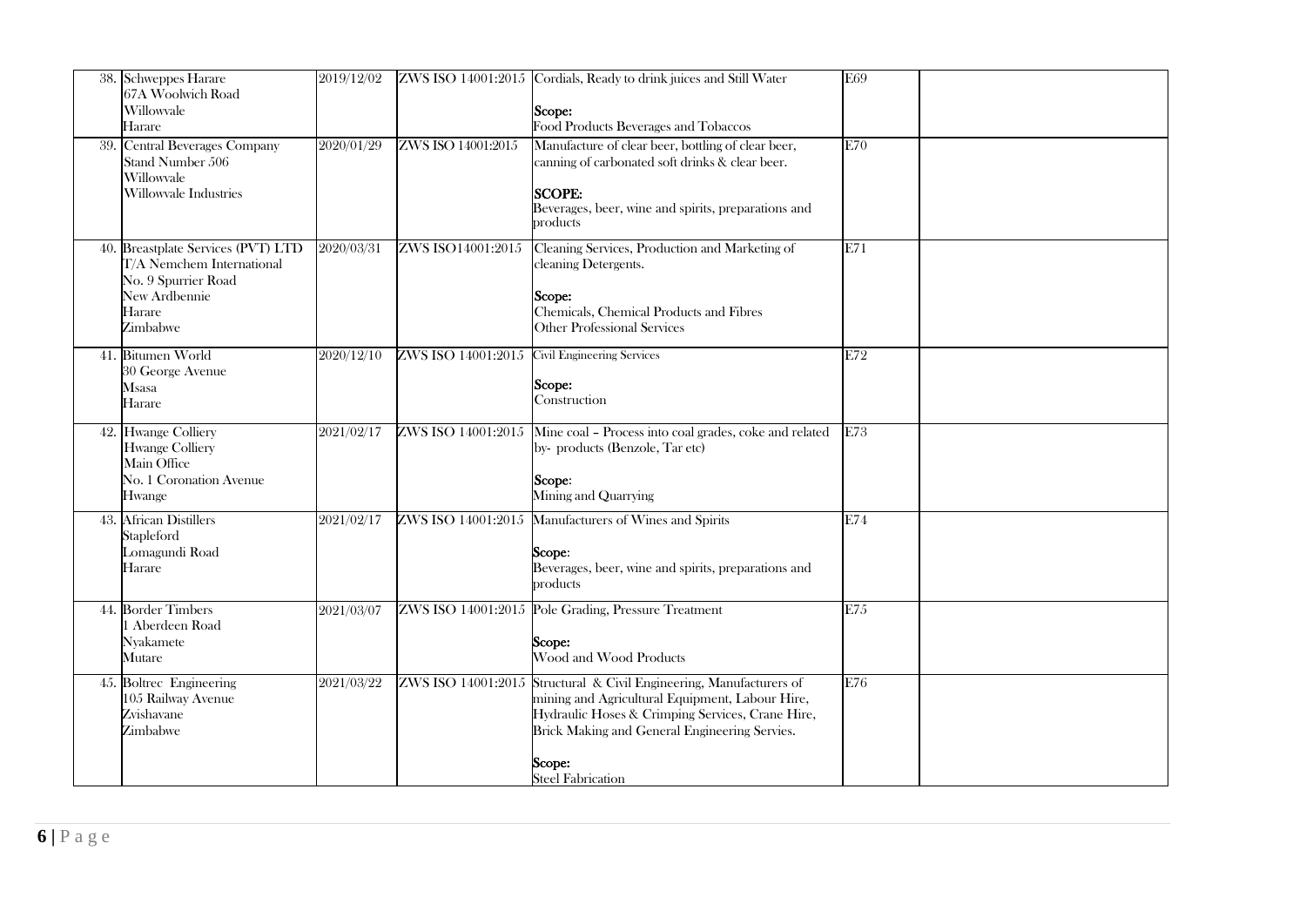| | | | | | |
|---|---|---|---|---|---|
| 38. | Schweppes Harare<br>67A Woolwich Road<br>Willowvale<br>Harare | 2019/12/02 | ZWS ISO 14001:2015 | Cordials, Ready to drink juices and Still Water<br><br>**Scope:**<br>Food Products Beverages and Tobaccos | E69 | |
| 39. | Central Beverages Company<br>Stand Number 506<br>Willowvale<br>Willowvale Industries | 2020/01/29 | ZWS ISO 14001:2015 | Manufacture of clear beer, bottling of clear beer, canning of carbonated soft drinks & clear beer.<br><br>**SCOPE:**<br>Beverages, beer, wine and spirits, preparations and products | E70 | |
| 40. | Breastplate Services (PVT) LTD<br>T/A Nemchem International<br>No. 9 Spurrier Road<br>New Ardbennie<br>Harare<br>Zimbabwe | 2020/03/31 | ZWS ISO14001:2015 | Cleaning Services, Production and Marketing of cleaning Detergents.<br><br>**Scope:**<br>Chemicals, Chemical Products and Fibres<br>Other Professional Services | E71 | |
| 41. | Bitumen World<br>30 George Avenue<br>Msasa<br>Harare | 2020/12/10 | ZWS ISO 14001:2015 | Civil Engineering Services<br><br>**Scope:**<br>Construction | E72 | |
| 42. | Hwange Colliery<br>Hwange Colliery<br>Main Office<br>No. 1 Coronation Avenue<br>Hwange | 2021/02/17 | ZWS ISO 14001:2015 | Mine coal – Process into coal grades, coke and related by- products (Benzole, Tar etc)<br><br>**Scope**:<br>Mining and Quarrying | E73 | |
| 43. | African Distillers<br>Stapleford<br>Lomagundi Road<br>Harare | 2021/02/17 | ZWS ISO 14001:2015 | Manufacturers of Wines and Spirits<br><br>**Scope**:<br>Beverages, beer, wine and spirits, preparations and products | E74 | |
| 44. | Border Timbers<br>1 Aberdeen Road<br>Nyakamete<br>Mutare | 2021/03/07 | ZWS ISO 14001:2015 | Pole Grading, Pressure Treatment<br><br>**Scope:**<br>Wood and Wood Products | E75 | |
| 45. | Boltrec Engineering<br>105 Railway Avenue<br>Zvishavane<br>Zimbabwe | 2021/03/22 | ZWS ISO 14001:2015 | Structural & Civil Engineering, Manufacturers of mining and Agricultural Equipment, Labour Hire, Hydraulic Hoses & Crimping Services, Crane Hire, Brick Making and General Engineering Servies.<br><br>**Scope:**<br>Steel Fabrication | E76 | |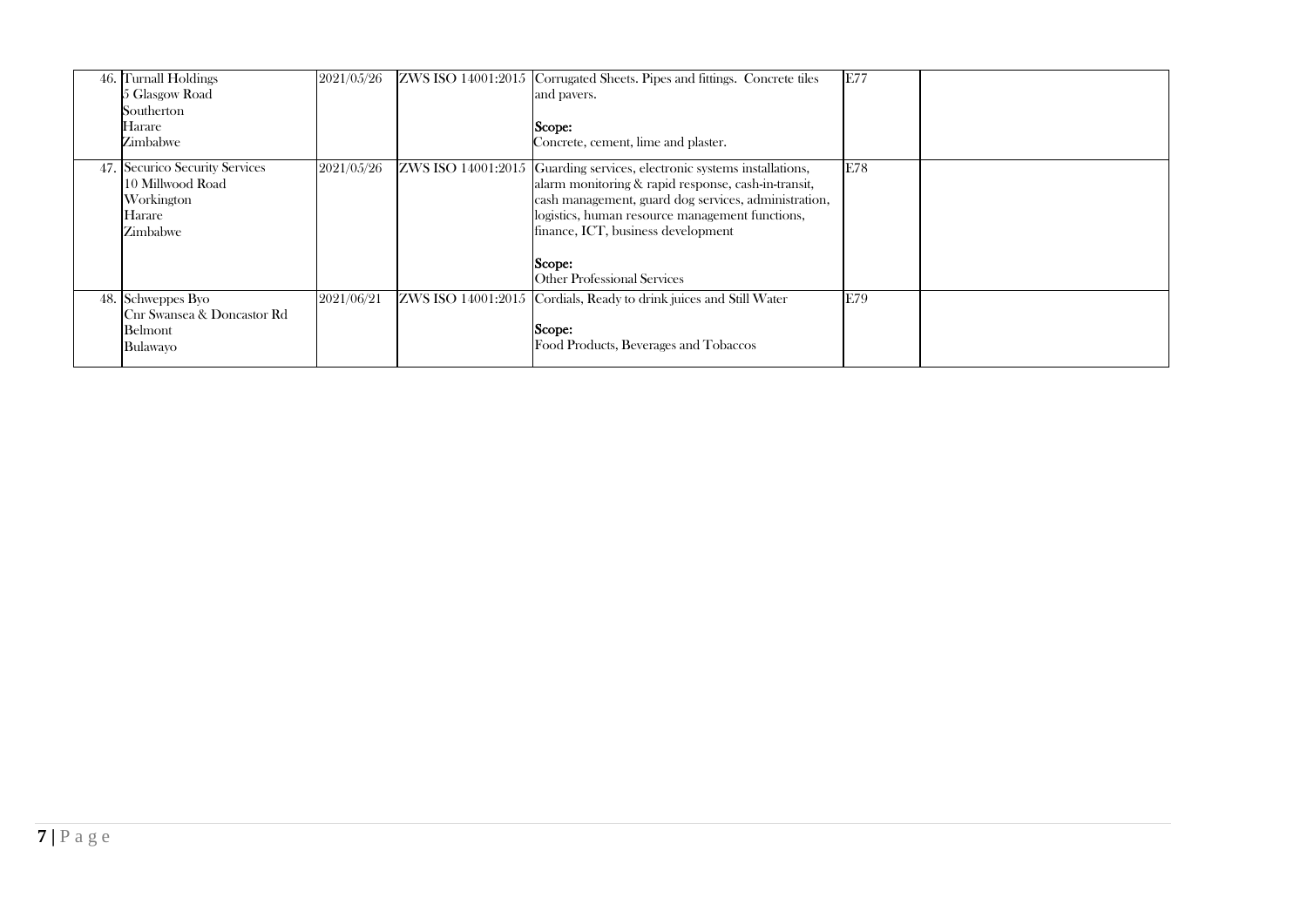| | | | | | |
|---|---|---|---|---|---|
| 46. Turnall Holdings<br>5 Glasgow Road<br>Southerton<br>Harare<br>Zimbabwe | 2021/05/26 | ZWS ISO 14001:2015 | Corrugated Sheets. Pipes and fittings. Concrete tiles and pavers.<br><br>**Scope:**<br>Concrete, cement, lime and plaster. | E77 | |
| 47. Securico Security Services<br>10 Millwood Road<br>Workington<br>Harare<br>Zimbabwe | 2021/05/26 | ZWS ISO 14001:2015 | Guarding services, electronic systems installations, alarm monitoring & rapid response, cash-in-transit, cash management, guard dog services, administration, logistics, human resource management functions, finance, ICT, business development<br><br>**Scope:**<br>Other Professional Services | E78 | |
| 48. Schweppes Byo<br>Cnr Swansea & Doncastor Rd<br>Belmont<br>Bulawayo | 2021/06/21 | ZWS ISO 14001:2015 | Cordials, Ready to drink juices and Still Water<br><br>**Scope:**<br>Food Products, Beverages and Tobaccos | E79 | |